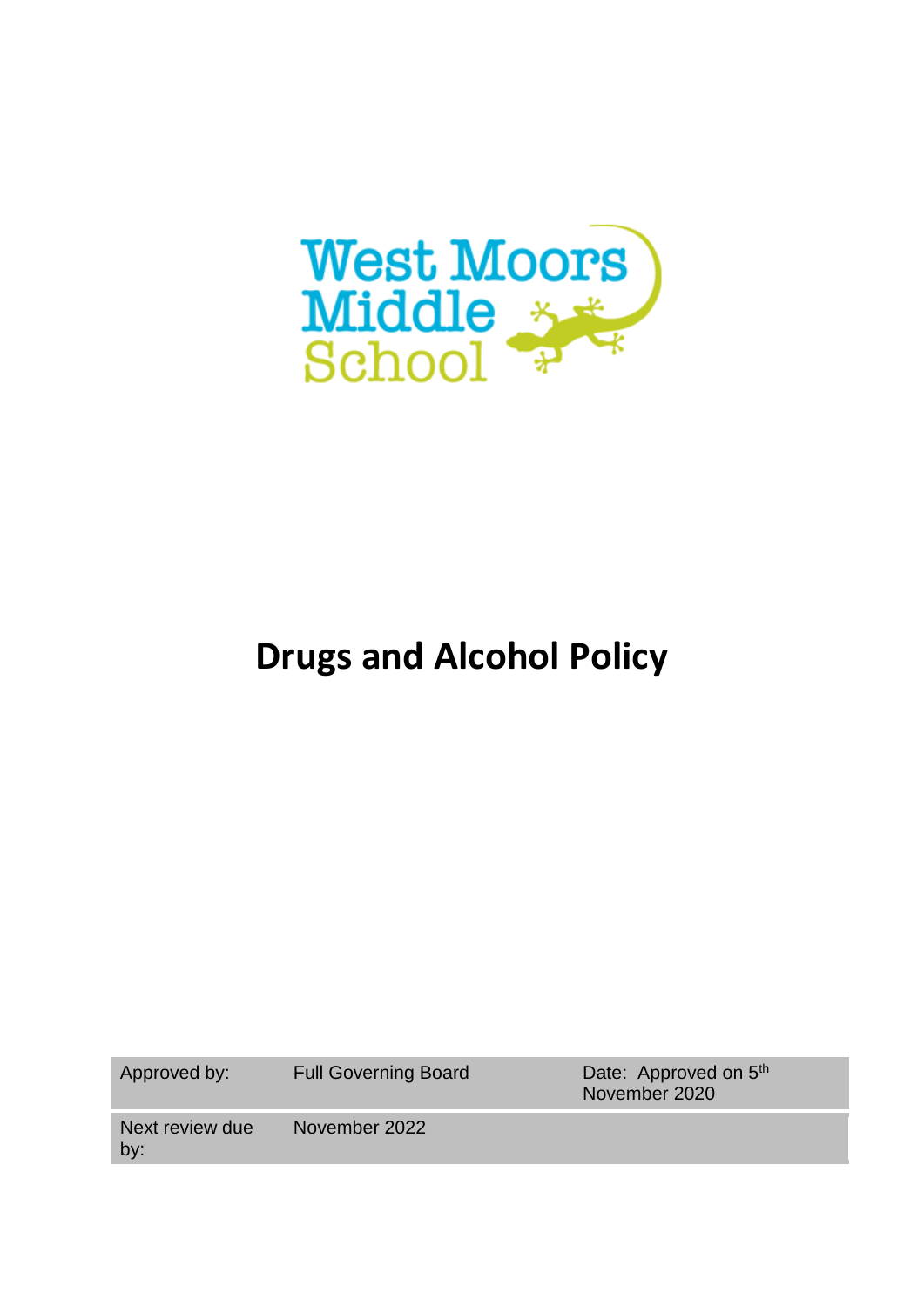West Moors Middle School

# Drugs and Alcohol Policy

| Approved by: | Full Governing Board | Date: Approved on 5th November 2020 |
| --- | --- | --- |
| Next review due by: | November 2022 | |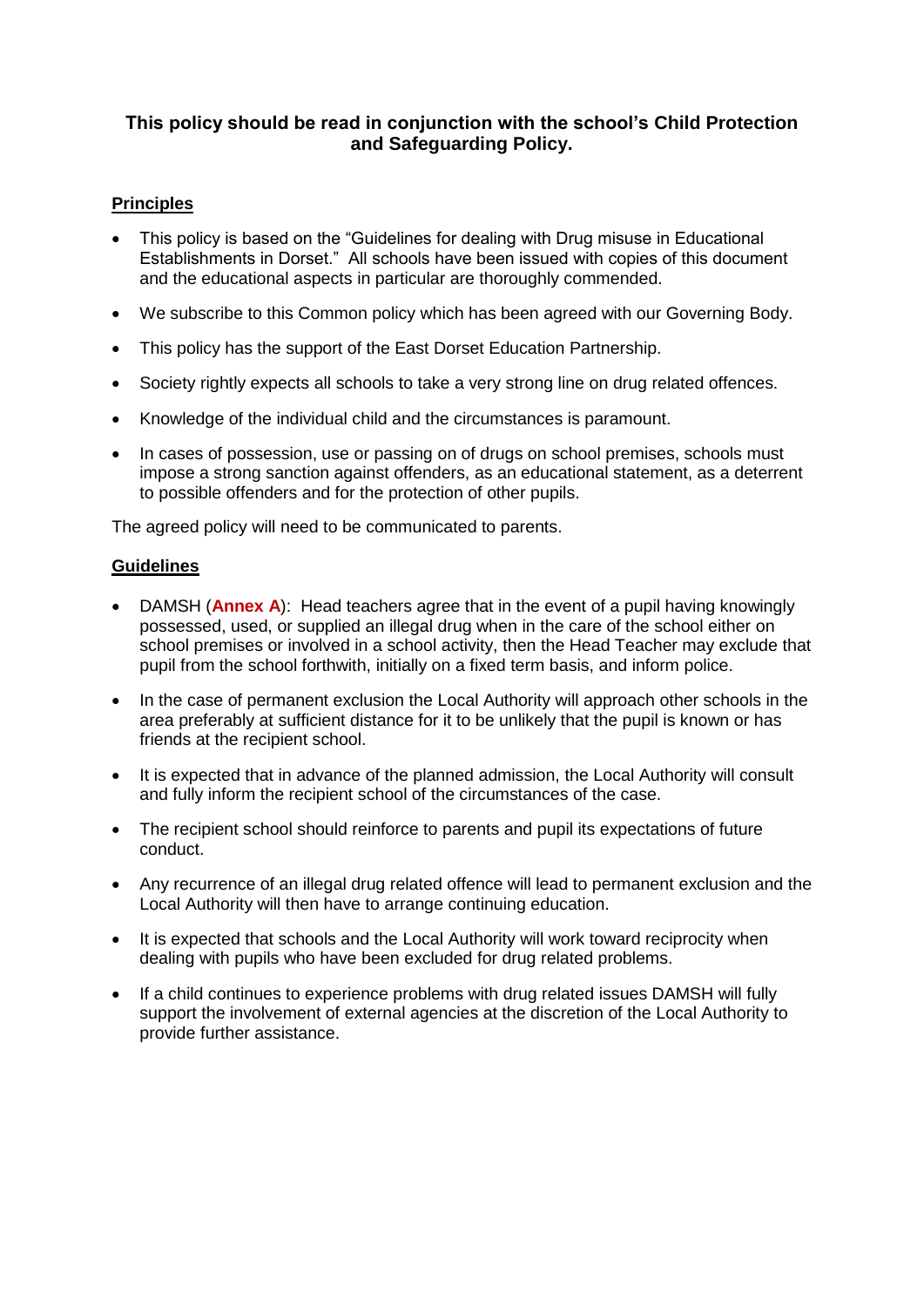**This policy should be read in conjunction with the school's Child Protection and Safeguarding Policy.**

## Principles

- This policy is based on the "Guidelines for dealing with Drug misuse in Educational Establishments in Dorset." All schools have been issued with copies of this document and the educational aspects in particular are thoroughly commended.
- We subscribe to this Common policy which has been agreed with our Governing Body.
- This policy has the support of the East Dorset Education Partnership.
- Society rightly expects all schools to take a very strong line on drug related offences.
- Knowledge of the individual child and the circumstances is paramount.
- In cases of possession, use or passing on of drugs on school premises, schools must impose a strong sanction against offenders, as an educational statement, as a deterrent to possible offenders and for the protection of other pupils.

The agreed policy will need to be communicated to parents.

## Guidelines

- DAMSH (**Annex A**): Head teachers agree that in the event of a pupil having knowingly possessed, used, or supplied an illegal drug when in the care of the school either on school premises or involved in a school activity, then the Head Teacher may exclude that pupil from the school forthwith, initially on a fixed term basis, and inform police.
- In the case of permanent exclusion the Local Authority will approach other schools in the area preferably at sufficient distance for it to be unlikely that the pupil is known or has friends at the recipient school.
- It is expected that in advance of the planned admission, the Local Authority will consult and fully inform the recipient school of the circumstances of the case.
- The recipient school should reinforce to parents and pupil its expectations of future conduct.
- Any recurrence of an illegal drug related offence will lead to permanent exclusion and the Local Authority will then have to arrange continuing education.
- It is expected that schools and the Local Authority will work toward reciprocity when dealing with pupils who have been excluded for drug related problems.
- If a child continues to experience problems with drug related issues DAMSH will fully support the involvement of external agencies at the discretion of the Local Authority to provide further assistance.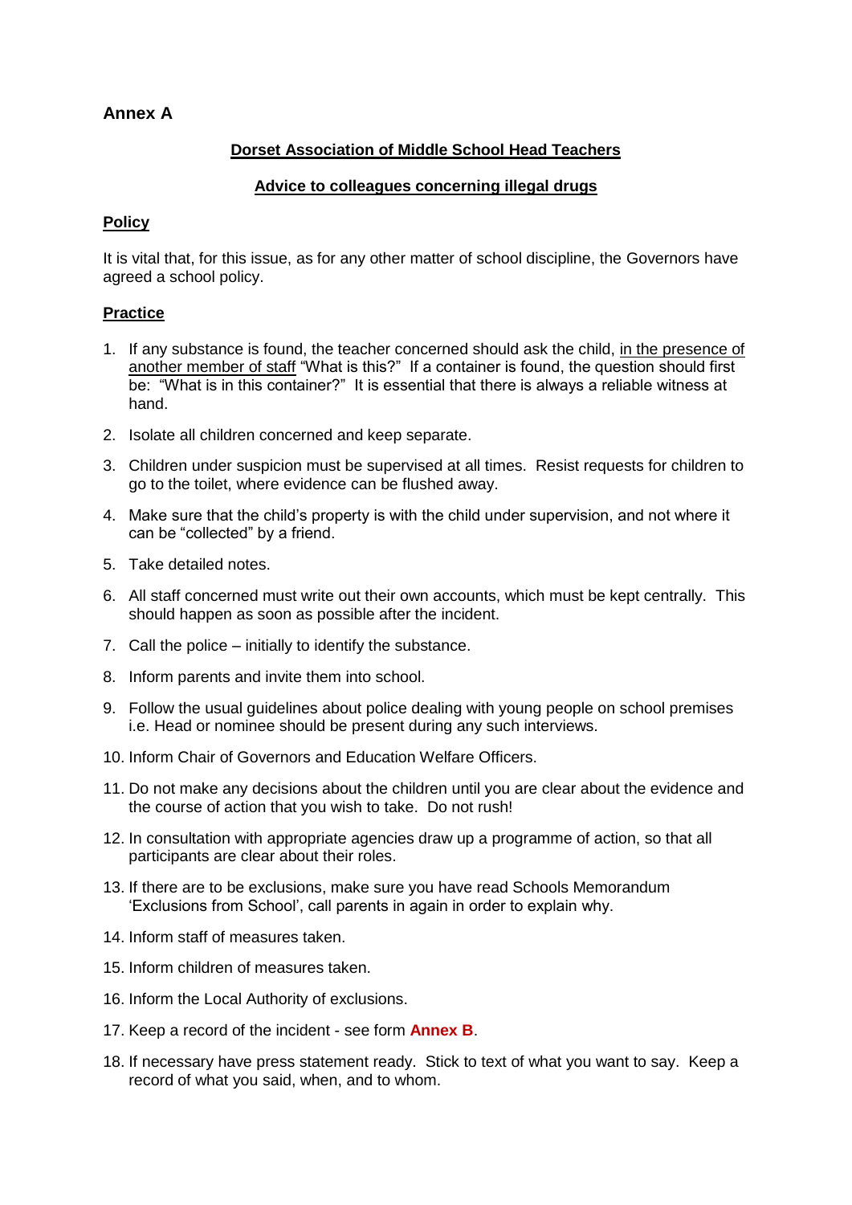## Annex A

### Dorset Association of Middle School Head Teachers

### Advice to colleagues concerning illegal drugs

**Policy**

It is vital that, for this issue, as for any other matter of school discipline, the Governors have agreed a school policy.

**Practice**

1. If any substance is found, the teacher concerned should ask the child, in the presence of another member of staff "What is this?" If a container is found, the question should first be: "What is in this container?" It is essential that there is always a reliable witness at hand.
2. Isolate all children concerned and keep separate.
3. Children under suspicion must be supervised at all times. Resist requests for children to go to the toilet, where evidence can be flushed away.
4. Make sure that the child's property is with the child under supervision, and not where it can be "collected" by a friend.
5. Take detailed notes.
6. All staff concerned must write out their own accounts, which must be kept centrally. This should happen as soon as possible after the incident.
7. Call the police – initially to identify the substance.
8. Inform parents and invite them into school.
9. Follow the usual guidelines about police dealing with young people on school premises i.e. Head or nominee should be present during any such interviews.
10. Inform Chair of Governors and Education Welfare Officers.
11. Do not make any decisions about the children until you are clear about the evidence and the course of action that you wish to take. Do not rush!
12. In consultation with appropriate agencies draw up a programme of action, so that all participants are clear about their roles.
13. If there are to be exclusions, make sure you have read Schools Memorandum 'Exclusions from School', call parents in again in order to explain why.
14. Inform staff of measures taken.
15. Inform children of measures taken.
16. Inform the Local Authority of exclusions.
17. Keep a record of the incident - see form **Annex B**.
18. If necessary have press statement ready. Stick to text of what you want to say. Keep a record of what you said, when, and to whom.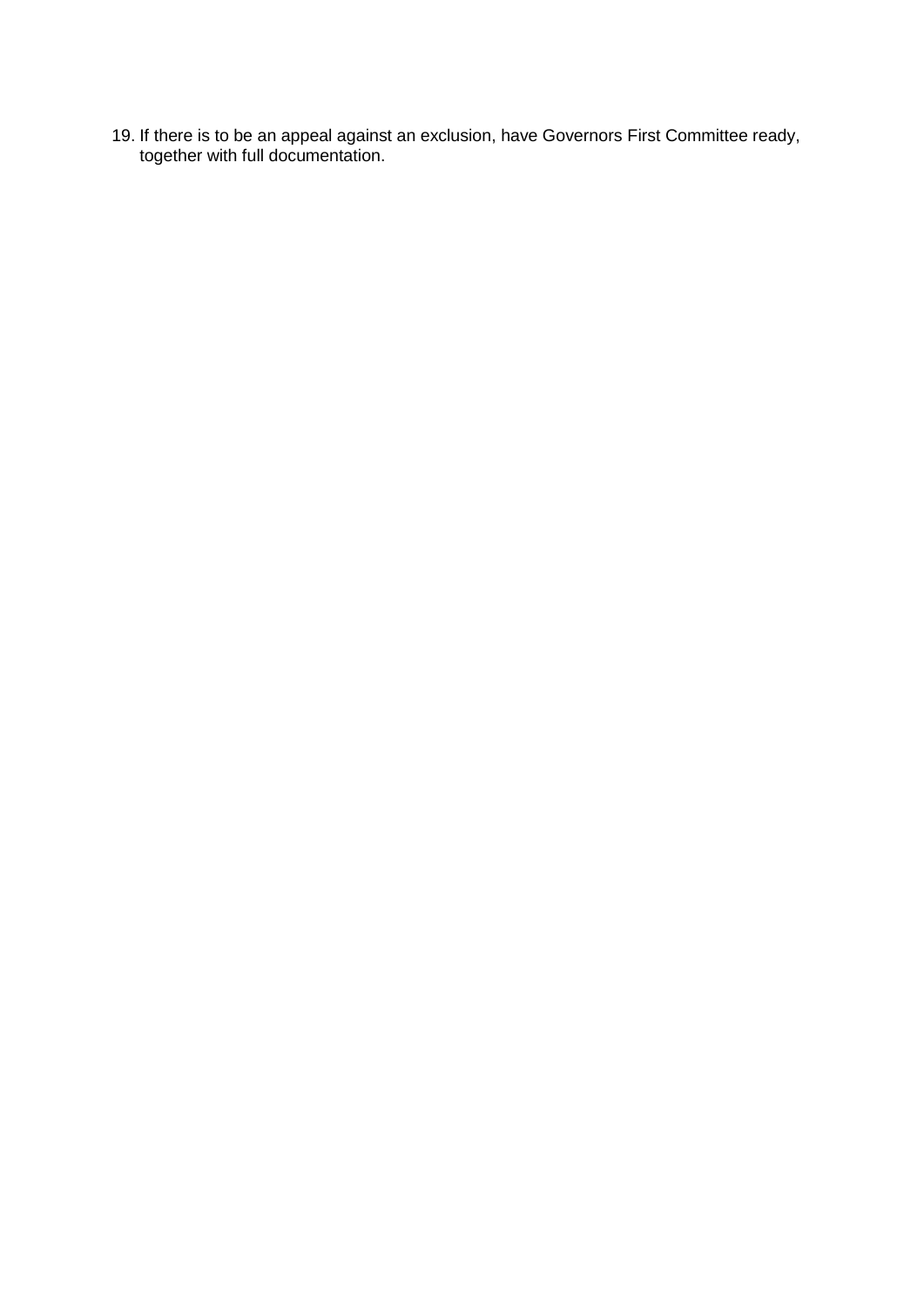19. If there is to be an appeal against an exclusion, have Governors First Committee ready, together with full documentation.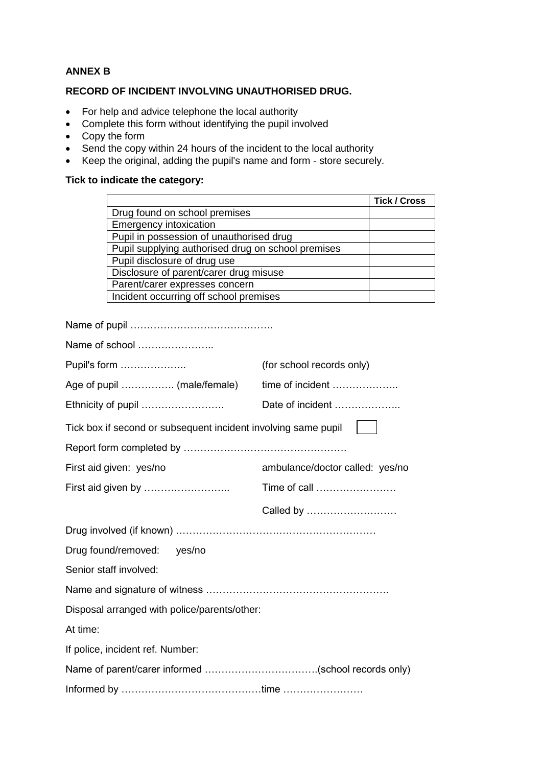**ANNEX B**

**RECORD OF INCIDENT INVOLVING UNAUTHORISED DRUG.**

- For help and advice telephone the local authority
- Complete this form without identifying the pupil involved
- Copy the form
- Send the copy within 24 hours of the incident to the local authority
- Keep the original, adding the pupil's name and form - store securely.

**Tick to indicate the category:**

| | **Tick / Cross** |
|---|---|
| Drug found on school premises | |
| Emergency intoxication | |
| Pupil in possession of unauthorised drug | |
| Pupil supplying authorised drug on school premises | |
| Pupil disclosure of drug use | |
| Disclosure of parent/carer drug misuse | |
| Parent/carer expresses concern | |
| Incident occurring off school premises | |

Name of pupil …………………………………….

Name of school …………………..

Pupil's form ……………….. (for school records only)

Age of pupil ……………. (male/female) time of incident ………………..

Ethnicity of pupil ……………………. Date of incident ………………..

Tick box if second or subsequent incident involving same pupil ☐

Report form completed by ………………………………………….

First aid given: yes/no ambulance/doctor called: yes/no

First aid given by …………………….. Time of call ……………………

Called by ………………………

Drug involved (if known) ……………………………………………………

Drug found/removed: yes/no

Senior staff involved:

Name and signature of witness ……………………………………………….

Disposal arranged with police/parents/other:

At time:

If police, incident ref. Number:

Name of parent/carer informed …………………………….(school records only)

Informed by ……………………………………time ……………………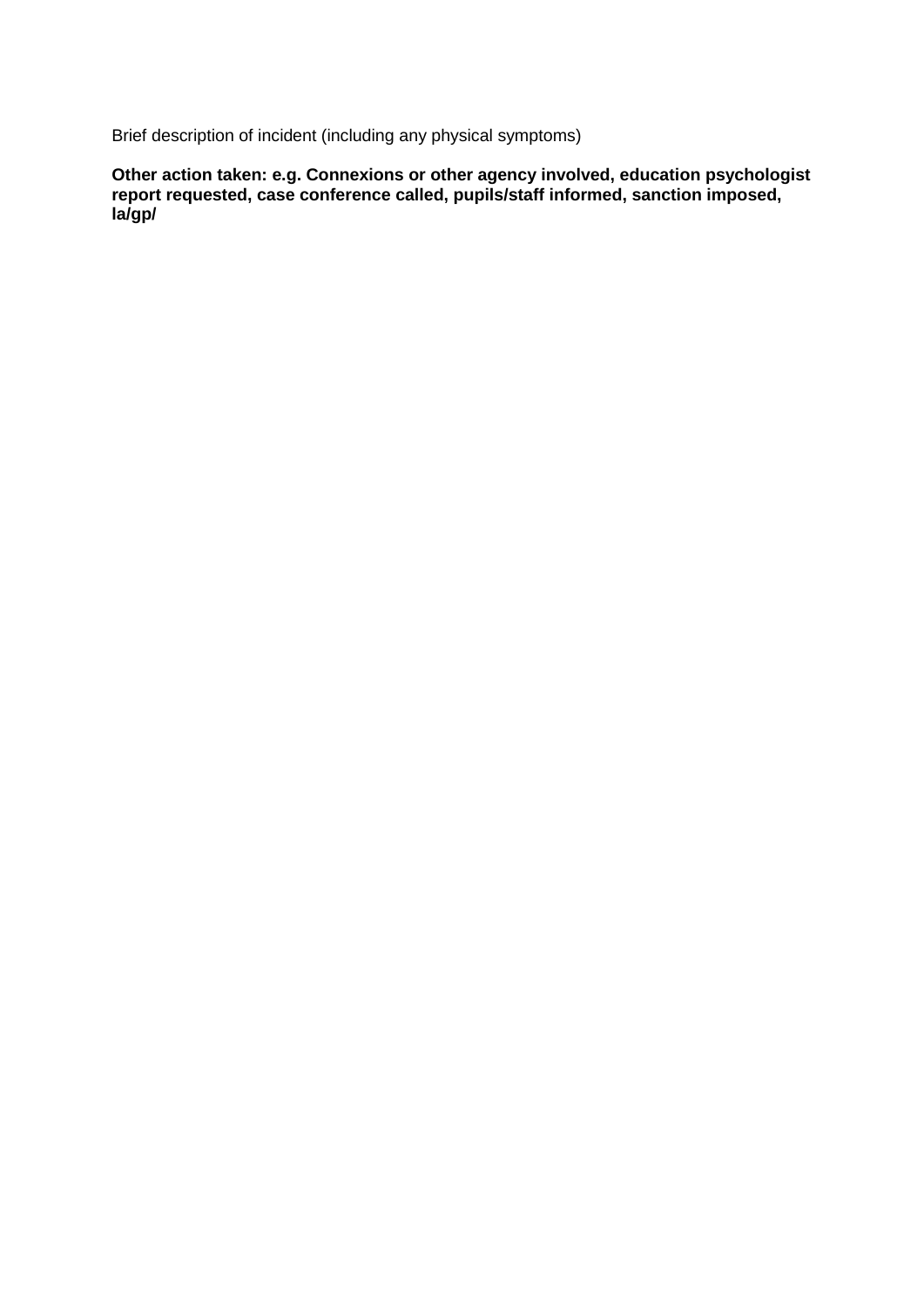Brief description of incident (including any physical symptoms)

**Other action taken: e.g. Connexions or other agency involved, education psychologist report requested, case conference called, pupils/staff informed, sanction imposed, la/gp/**